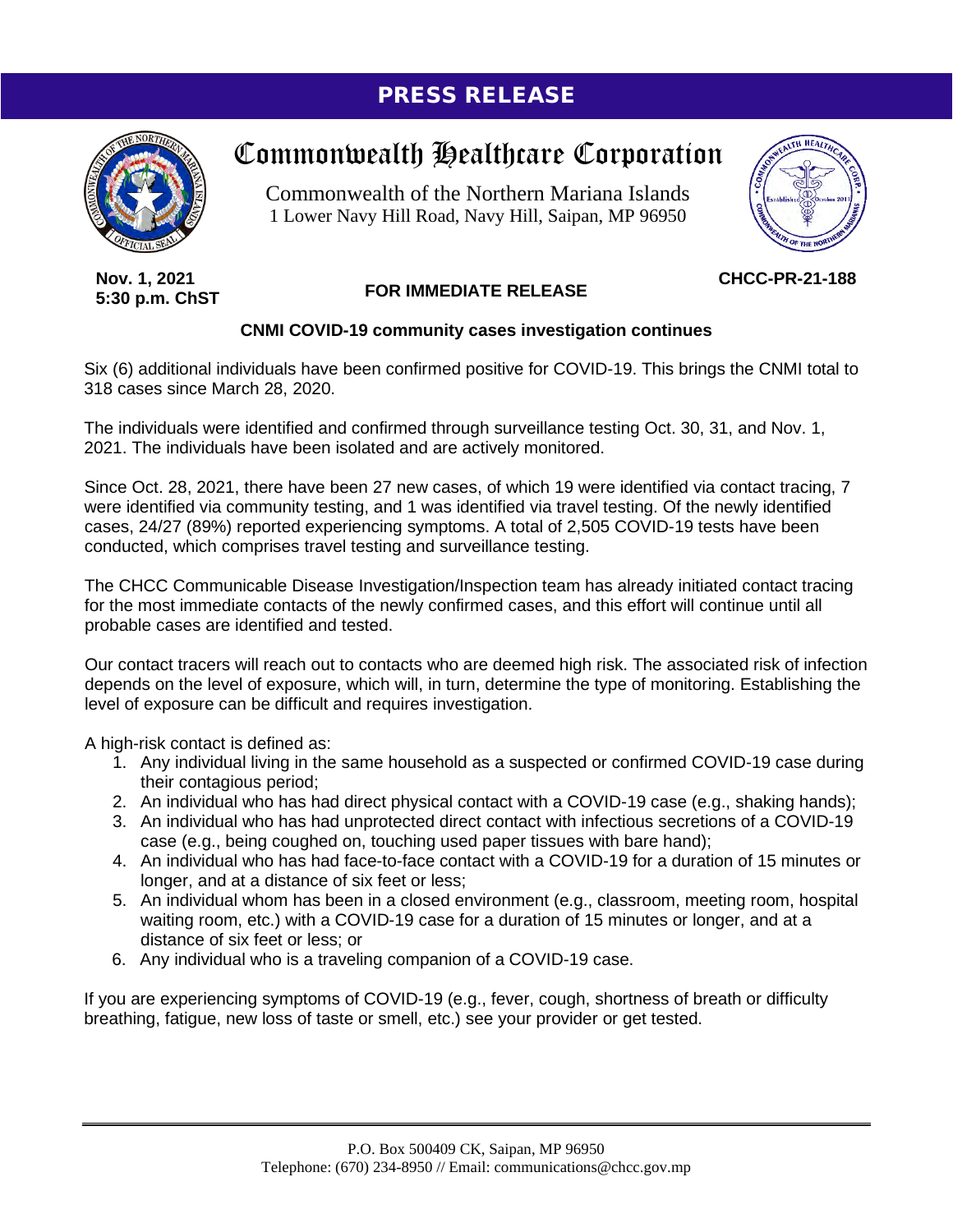# PRESS RELEASE

## Commonwealth Healthcare Corporation

Commonwealth of the Northern Mariana Islands
1 Lower Navy Hill Road, Navy Hill, Saipan, MP 96950

**Nov. 1, 2021**
**5:30 p.m. ChST**

**FOR IMMEDIATE RELEASE**

**CHCC-PR-21-188**

### CNMI COVID-19 community cases investigation continues

Six (6) additional individuals have been confirmed positive for COVID-19. This brings the CNMI total to 318 cases since March 28, 2020.

The individuals were identified and confirmed through surveillance testing Oct. 30, 31, and Nov. 1, 2021. The individuals have been isolated and are actively monitored.

Since Oct. 28, 2021, there have been 27 new cases, of which 19 were identified via contact tracing, 7 were identified via community testing, and 1 was identified via travel testing. Of the newly identified cases, 24/27 (89%) reported experiencing symptoms. A total of 2,505 COVID-19 tests have been conducted, which comprises travel testing and surveillance testing.

The CHCC Communicable Disease Investigation/Inspection team has already initiated contact tracing for the most immediate contacts of the newly confirmed cases, and this effort will continue until all probable cases are identified and tested.

Our contact tracers will reach out to contacts who are deemed high risk. The associated risk of infection depends on the level of exposure, which will, in turn, determine the type of monitoring. Establishing the level of exposure can be difficult and requires investigation.

A high-risk contact is defined as:

1. Any individual living in the same household as a suspected or confirmed COVID-19 case during their contagious period;
2. An individual who has had direct physical contact with a COVID-19 case (e.g., shaking hands);
3. An individual who has had unprotected direct contact with infectious secretions of a COVID-19 case (e.g., being coughed on, touching used paper tissues with bare hand);
4. An individual who has had face-to-face contact with a COVID-19 for a duration of 15 minutes or longer, and at a distance of six feet or less;
5. An individual whom has been in a closed environment (e.g., classroom, meeting room, hospital waiting room, etc.) with a COVID-19 case for a duration of 15 minutes or longer, and at a distance of six feet or less; or
6. Any individual who is a traveling companion of a COVID-19 case.

If you are experiencing symptoms of COVID-19 (e.g., fever, cough, shortness of breath or difficulty breathing, fatigue, new loss of taste or smell, etc.) see your provider or get tested.

P.O. Box 500409 CK, Saipan, MP 96950
Telephone: (670) 234-8950 // Email: communications@chcc.gov.mp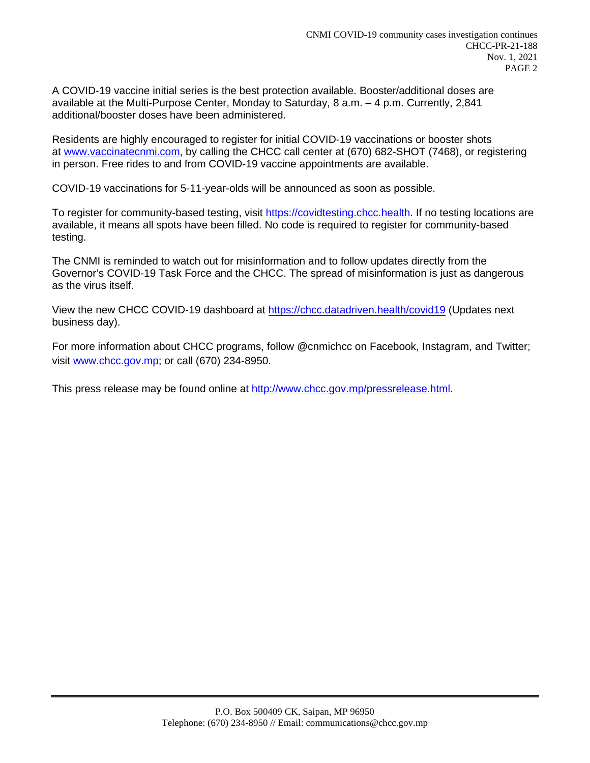A COVID-19 vaccine initial series is the best protection available. Booster/additional doses are available at the Multi-Purpose Center, Monday to Saturday, 8 a.m. – 4 p.m. Currently, 2,841 additional/booster doses have been administered.

Residents are highly encouraged to register for initial COVID-19 vaccinations or booster shots at www.vaccinatecnmi.com, by calling the CHCC call center at (670) 682-SHOT (7468), or registering in person. Free rides to and from COVID-19 vaccine appointments are available.

COVID-19 vaccinations for 5-11-year-olds will be announced as soon as possible.

To register for community-based testing, visit https://covidtesting.chcc.health. If no testing locations are available, it means all spots have been filled. No code is required to register for community-based testing.

The CNMI is reminded to watch out for misinformation and to follow updates directly from the Governor's COVID-19 Task Force and the CHCC. The spread of misinformation is just as dangerous as the virus itself.

View the new CHCC COVID-19 dashboard at https://chcc.datadriven.health/covid19 (Updates next business day).

For more information about CHCC programs, follow @cnmichcc on Facebook, Instagram, and Twitter; visit www.chcc.gov.mp; or call (670) 234-8950.

This press release may be found online at http://www.chcc.gov.mp/pressrelease.html.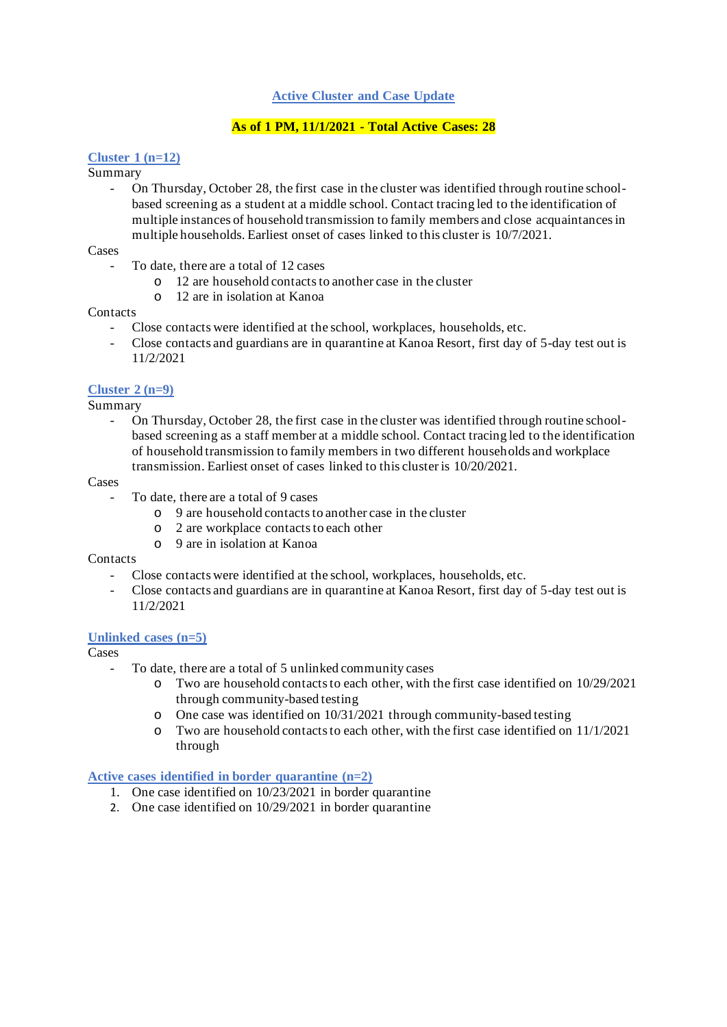## Active Cluster and Case Update

**As of 1 PM, 11/1/2021 - Total Active Cases: 28**

### Cluster 1 (n=12)

Summary

- On Thursday, October 28, the first case in the cluster was identified through routine school-based screening as a student at a middle school. Contact tracing led to the identification of multiple instances of household transmission to family members and close acquaintances in multiple households. Earliest onset of cases linked to this cluster is 10/7/2021.

Cases

- To date, there are a total of 12 cases
  - 12 are household contacts to another case in the cluster
  - 12 are in isolation at Kanoa

Contacts

- Close contacts were identified at the school, workplaces, households, etc.
- Close contacts and guardians are in quarantine at Kanoa Resort, first day of 5-day test out is 11/2/2021

### Cluster 2 (n=9)

Summary

- On Thursday, October 28, the first case in the cluster was identified through routine school-based screening as a staff member at a middle school. Contact tracing led to the identification of household transmission to family members in two different households and workplace transmission. Earliest onset of cases linked to this cluster is 10/20/2021.

Cases

- To date, there are a total of 9 cases
  - 9 are household contacts to another case in the cluster
  - 2 are workplace contacts to each other
  - 9 are in isolation at Kanoa

Contacts

- Close contacts were identified at the school, workplaces, households, etc.
- Close contacts and guardians are in quarantine at Kanoa Resort, first day of 5-day test out is 11/2/2021

### Unlinked cases (n=5)

Cases

- To date, there are a total of 5 unlinked community cases
  - Two are household contacts to each other, with the first case identified on 10/29/2021 through community-based testing
  - One case was identified on 10/31/2021 through community-based testing
  - Two are household contacts to each other, with the first case identified on 11/1/2021 through

### Active cases identified in border quarantine (n=2)

1. One case identified on 10/23/2021 in border quarantine
2. One case identified on 10/29/2021 in border quarantine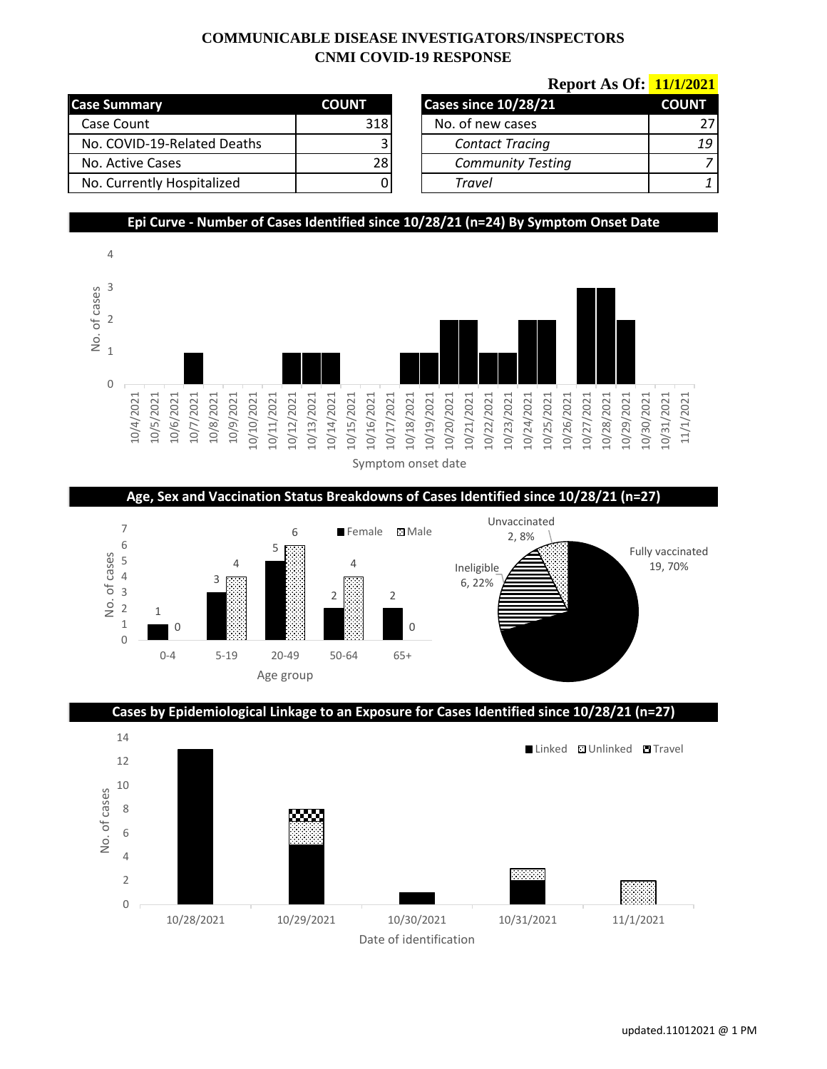# COMMUNICABLE DISEASE INVESTIGATORS/INSPECTORS
# CNMI COVID-19 RESPONSE

**Report As Of: 11/1/2021**

| Case Summary | COUNT |
|---|---|
| Case Count | 318 |
| No. COVID-19-Related Deaths | 3 |
| No. Active Cases | 28 |
| No. Currently Hospitalized | 0 |

| Cases since 10/28/21 | COUNT |
|---|---|
| No. of new cases | 27 |
| *Contact Tracing* | *19* |
| *Community Testing* | *7* |
| *Travel* | *1* |

## Epi Curve - Number of Cases Identified since 10/28/21 (n=24) By Symptom Onset Date

No. of cases

4
3
2
1
0

10/4/2021 10/5/2021 10/6/2021 10/7/2021 10/8/2021 10/9/2021 10/10/2021 10/11/2021 10/12/2021 10/13/2021 10/14/2021 10/15/2021 10/16/2021 10/17/2021 10/18/2021 10/19/2021 10/20/2021 10/21/2021 10/22/2021 10/23/2021 10/24/2021 10/25/2021 10/26/2021 10/27/2021 10/28/2021 10/29/2021 10/30/2021 10/31/2021 11/1/2021

Symptom onset date

## Age, Sex and Vaccination Status Breakdowns of Cases Identified since 10/28/21 (n=27)

No. of cases

Female Male

1 0 3 4 5 6 2 4 2 0

0-4 5-19 20-49 50-64 65+

Age group

Unvaccinated 2, 8%

Ineligible 6, 22%

Fully vaccinated 19, 70%

## Cases by Epidemiological Linkage to an Exposure for Cases Identified since 10/28/21 (n=27)

No. of cases

14
12
10
8
6
4
2
0

Linked Unlinked Travel

10/28/2021 10/29/2021 10/30/2021 10/31/2021 11/1/2021

Date of identification

updated.11012021 @ 1 PM